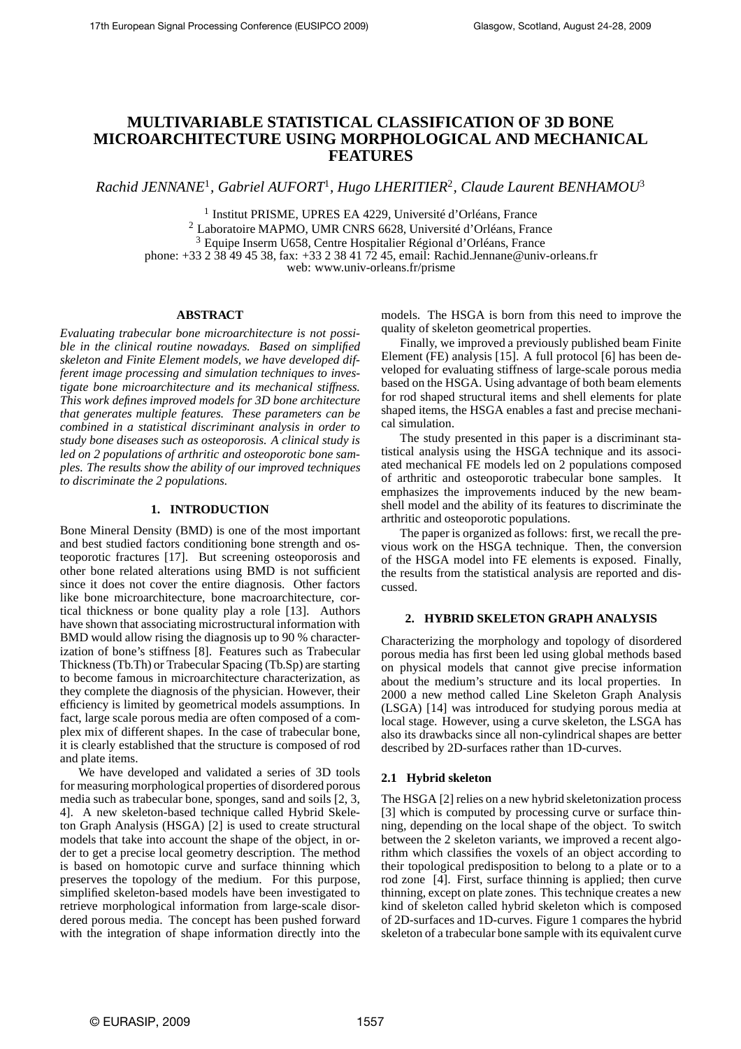// Page header omitted: conference name/location

# MULTIVARIABLE STATISTICAL CLASSIFICATION OF 3D BONE MICROARCHITECTURE USING MORPHOLOGICAL AND MECHANICAL FEATURES

*Rachid JENNANE*[1], *Gabriel AUFORT*[1], *Hugo LHERITIER*[2], *Claude Laurent BENHAMOU*[3]

[1] Institut PRISME, UPRES EA 4229, Université d'Orléans, France
[2] Laboratoire MAPMO, UMR CNRS 6628, Université d'Orléans, France
[3] Equipe Inserm U658, Centre Hospitalier Régional d'Orléans, France
phone: +33 2 38 49 45 38, fax: +33 2 38 41 72 45, email: Rachid.Jennane@univ-orleans.fr
web: www.univ-orleans.fr/prisme

## ABSTRACT

*Evaluating trabecular bone microarchitecture is not possible in the clinical routine nowadays. Based on simplified skeleton and Finite Element models, we have developed different image processing and simulation techniques to investigate bone microarchitecture and its mechanical stiffness. This work defines improved models for 3D bone architecture that generates multiple features. These parameters can be combined in a statistical discriminant analysis in order to study bone diseases such as osteoporosis. A clinical study is led on 2 populations of arthritic and osteoporotic bone samples. The results show the ability of our improved techniques to discriminate the 2 populations.*

## 1. INTRODUCTION

Bone Mineral Density (BMD) is one of the most important and best studied factors conditioning bone strength and osteoporotic fractures [17]. But screening osteoporosis and other bone related alterations using BMD is not sufficient since it does not cover the entire diagnosis. Other factors like bone microarchitecture, bone macroarchitecture, cortical thickness or bone quality play a role [13]. Authors have shown that associating microstructural information with BMD would allow rising the diagnosis up to 90 % characterization of bone's stiffness [8]. Features such as Trabecular Thickness (Tb.Th) or Trabecular Spacing (Tb.Sp) are starting to become famous in microarchitecture characterization, as they complete the diagnosis of the physician. However, their efficiency is limited by geometrical models assumptions. In fact, large scale porous media are often composed of a complex mix of different shapes. In the case of trabecular bone, it is clearly established that the structure is composed of rod and plate items.

We have developed and validated a series of 3D tools for measuring morphological properties of disordered porous media such as trabecular bone, sponges, sand and soils [2, 3, 4]. A new skeleton-based technique called Hybrid Skeleton Graph Analysis (HSGA) [2] is used to create structural models that take into account the shape of the object, in order to get a precise local geometry description. The method is based on homotopic curve and surface thinning which preserves the topology of the medium. For this purpose, simplified skeleton-based models have been investigated to retrieve morphological information from large-scale disordered porous media. The concept has been pushed forward with the integration of shape information directly into the models. The HSGA is born from this need to improve the quality of skeleton geometrical properties.

Finally, we improved a previously published beam Finite Element (FE) analysis [15]. A full protocol [6] has been developed for evaluating stiffness of large-scale porous media based on the HSGA. Using advantage of both beam elements for rod shaped structural items and shell elements for plate shaped items, the HSGA enables a fast and precise mechanical simulation.

The study presented in this paper is a discriminant statistical analysis using the HSGA technique and its associated mechanical FE models led on 2 populations composed of arthritic and osteoporotic trabecular bone samples. It emphasizes the improvements induced by the new beam-shell model and the ability of its features to discriminate the arthritic and osteoporotic populations.

The paper is organized as follows: first, we recall the previous work on the HSGA technique. Then, the conversion of the HSGA model into FE elements is exposed. Finally, the results from the statistical analysis are reported and discussed.

## 2. HYBRID SKELETON GRAPH ANALYSIS

Characterizing the morphology and topology of disordered porous media has first been led using global methods based on physical models that cannot give precise information about the medium's structure and its local properties. In 2000 a new method called Line Skeleton Graph Analysis (LSGA) [14] was introduced for studying porous media at local stage. However, using a curve skeleton, the LSGA has also its drawbacks since all non-cylindrical shapes are better described by 2D-surfaces rather than 1D-curves.

### 2.1 Hybrid skeleton

The HSGA [2] relies on a new hybrid skeletonization process [3] which is computed by processing curve or surface thinning, depending on the local shape of the object. To switch between the 2 skeleton variants, we improved a recent algorithm which classifies the voxels of an object according to their topological predisposition to belong to a plate or to a rod zone [4]. First, surface thinning is applied; then curve thinning, except on plate zones. This technique creates a new kind of skeleton called hybrid skeleton which is composed of 2D-surfaces and 1D-curves. Figure 1 compares the hybrid skeleton of a trabecular bone sample with its equivalent curve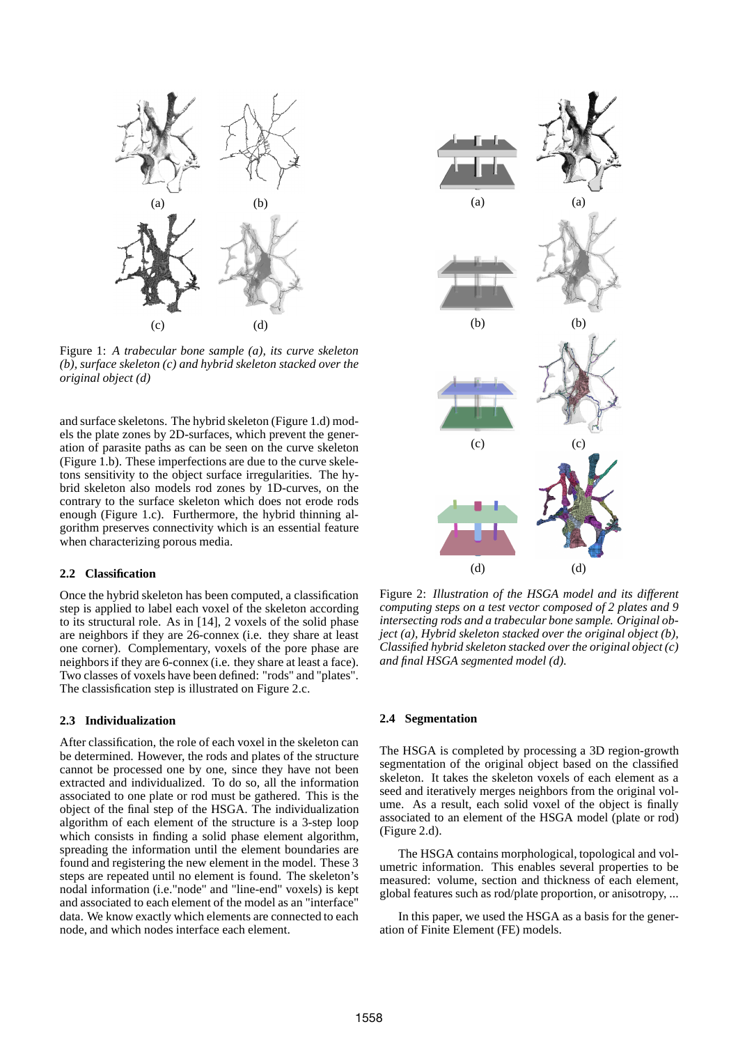(a) (b)

(c) (d)

Figure 1: *A trabecular bone sample (a), its curve skeleton (b), surface skeleton (c) and hybrid skeleton stacked over the original object (d)*

and surface skeletons. The hybrid skeleton (Figure 1.d) models the plate zones by 2D-surfaces, which prevent the generation of parasite paths as can be seen on the curve skeleton (Figure 1.b). These imperfections are due to the curve skeletons sensitivity to the object surface irregularities. The hybrid skeleton also models rod zones by 1D-curves, on the contrary to the surface skeleton which does not erode rods enough (Figure 1.c). Furthermore, the hybrid thinning algorithm preserves connectivity which is an essential feature when characterizing porous media.

### 2.2 Classification

Once the hybrid skeleton has been computed, a classification step is applied to label each voxel of the skeleton according to its structural role. As in [14], 2 voxels of the solid phase are neighbors if they are 26-connex (i.e. they share at least one corner). Complementary, voxels of the pore phase are neighbors if they are 6-connex (i.e. they share at least a face). Two classes of voxels have been defined: "rods" and "plates". The classification step is illustrated on Figure 2.c.

### 2.3 Individualization

After classification, the role of each voxel in the skeleton can be determined. However, the rods and plates of the structure cannot be processed one by one, since they have not been extracted and individualized. To do so, all the information associated to one plate or rod must be gathered. This is the object of the final step of the HSGA. The individualization algorithm of each element of the structure is a 3-step loop which consists in finding a solid phase element algorithm, spreading the information until the element boundaries are found and registering the new element in the model. These 3 steps are repeated until no element is found. The skeleton's nodal information (i.e."node" and "line-end" voxels) is kept and associated to each element of the model as an "interface" data. We know exactly which elements are connected to each node, and which nodes interface each element.

(a) (a)

(b) (b)

(c) (c)

(d) (d)

Figure 2: *Illustration of the HSGA model and its different computing steps on a test vector composed of 2 plates and 9 intersecting rods and a trabecular bone sample. Original object (a), Hybrid skeleton stacked over the original object (b), Classified hybrid skeleton stacked over the original object (c) and final HSGA segmented model (d).*

### 2.4 Segmentation

The HSGA is completed by processing a 3D region-growth segmentation of the original object based on the classified skeleton. It takes the skeleton voxels of each element as a seed and iteratively merges neighbors from the original volume. As a result, each solid voxel of the object is finally associated to an element of the HSGA model (plate or rod) (Figure 2.d).

The HSGA contains morphological, topological and volumetric information. This enables several properties to be measured: volume, section and thickness of each element, global features such as rod/plate proportion, or anisotropy, ...

In this paper, we used the HSGA as a basis for the generation of Finite Element (FE) models.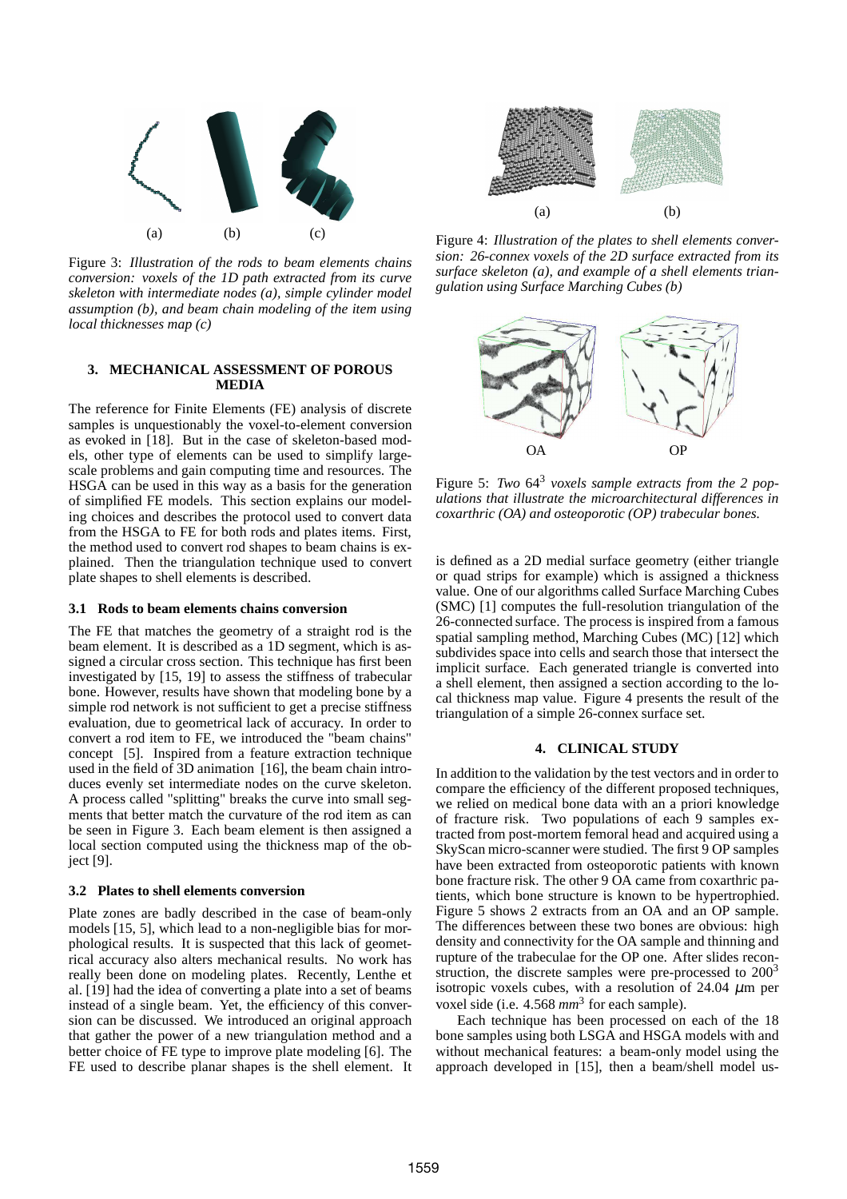(a) (b) (c)

Figure 3: *Illustration of the rods to beam elements chains conversion: voxels of the 1D path extracted from its curve skeleton with intermediate nodes (a), simple cylinder model assumption (b), and beam chain modeling of the item using local thicknesses map (c)*

## 3. MECHANICAL ASSESSMENT OF POROUS MEDIA

The reference for Finite Elements (FE) analysis of discrete samples is unquestionably the voxel-to-element conversion as evoked in [18]. But in the case of skeleton-based models, other type of elements can be used to simplify large-scale problems and gain computing time and resources. The HSGA can be used in this way as a basis for the generation of simplified FE models. This section explains our modeling choices and describes the protocol used to convert data from the HSGA to FE for both rods and plates items. First, the method used to convert rod shapes to beam chains is explained. Then the triangulation technique used to convert plate shapes to shell elements is described.

### 3.1 Rods to beam elements chains conversion

The FE that matches the geometry of a straight rod is the beam element. It is described as a 1D segment, which is assigned a circular cross section. This technique has first been investigated by [15, 19] to assess the stiffness of trabecular bone. However, results have shown that modeling bone by a simple rod network is not sufficient to get a precise stiffness evaluation, due to geometrical lack of accuracy. In order to convert a rod item to FE, we introduced the "beam chains" concept [5]. Inspired from a feature extraction technique used in the field of 3D animation [16], the beam chain introduces evenly set intermediate nodes on the curve skeleton. A process called "splitting" breaks the curve into small segments that better match the curvature of the rod item as can be seen in Figure 3. Each beam element is then assigned a local section computed using the thickness map of the object [9].

### 3.2 Plates to shell elements conversion

Plate zones are badly described in the case of beam-only models [15, 5], which lead to a non-negligible bias for morphological results. It is suspected that this lack of geometrical accuracy also alters mechanical results. No work has really been done on modeling plates. Recently, Lenthe et al. [19] had the idea of converting a plate into a set of beams instead of a single beam. Yet, the efficiency of this conversion can be discussed. We introduced an original approach that gather the power of a new triangulation method and a better choice of FE type to improve plate modeling [6]. The FE used to describe planar shapes is the shell element. It is defined as a 2D medial surface geometry (either triangle or quad strips for example) which is assigned a thickness value. One of our algorithms called Surface Marching Cubes (SMC) [1] computes the full-resolution triangulation of the 26-connected surface. The process is inspired from a famous spatial sampling method, Marching Cubes (MC) [12] which subdivides space into cells and search those that intersect the implicit surface. Each generated triangle is converted into a shell element, then assigned a section according to the local thickness map value. Figure 4 presents the result of the triangulation of a simple 26-connex surface set.

(a) (b)

Figure 4: *Illustration of the plates to shell elements conversion: 26-connex voxels of the 2D surface extracted from its surface skeleton (a), and example of a shell elements triangulation using Surface Marching Cubes (b)*

OA OP

Figure 5: *Two* $64^3$ *voxels sample extracts from the 2 populations that illustrate the microarchitectural differences in coxarthric (OA) and osteoporotic (OP) trabecular bones.*

## 4. CLINICAL STUDY

In addition to the validation by the test vectors and in order to compare the efficiency of the different proposed techniques, we relied on medical bone data with an a priori knowledge of fracture risk. Two populations of each 9 samples extracted from post-mortem femoral head and acquired using a SkyScan micro-scanner were studied. The first 9 OP samples have been extracted from osteoporotic patients with known bone fracture risk. The other 9 OA came from coxarthric patients, which bone structure is known to be hypertrophied. Figure 5 shows 2 extracts from an OA and an OP sample. The differences between these two bones are obvious: high density and connectivity for the OA sample and thinning and rupture of the trabeculae for the OP one. After slides reconstruction, the discrete samples were pre-processed to $200^3$ isotropic voxels cubes, with a resolution of 24.04 $\mu$m per voxel side (i.e. 4.568 $mm^3$ for each sample).

Each technique has been processed on each of the 18 bone samples using both LSGA and HSGA models with and without mechanical features: a beam-only model using the approach developed in [15], then a beam/shell model us-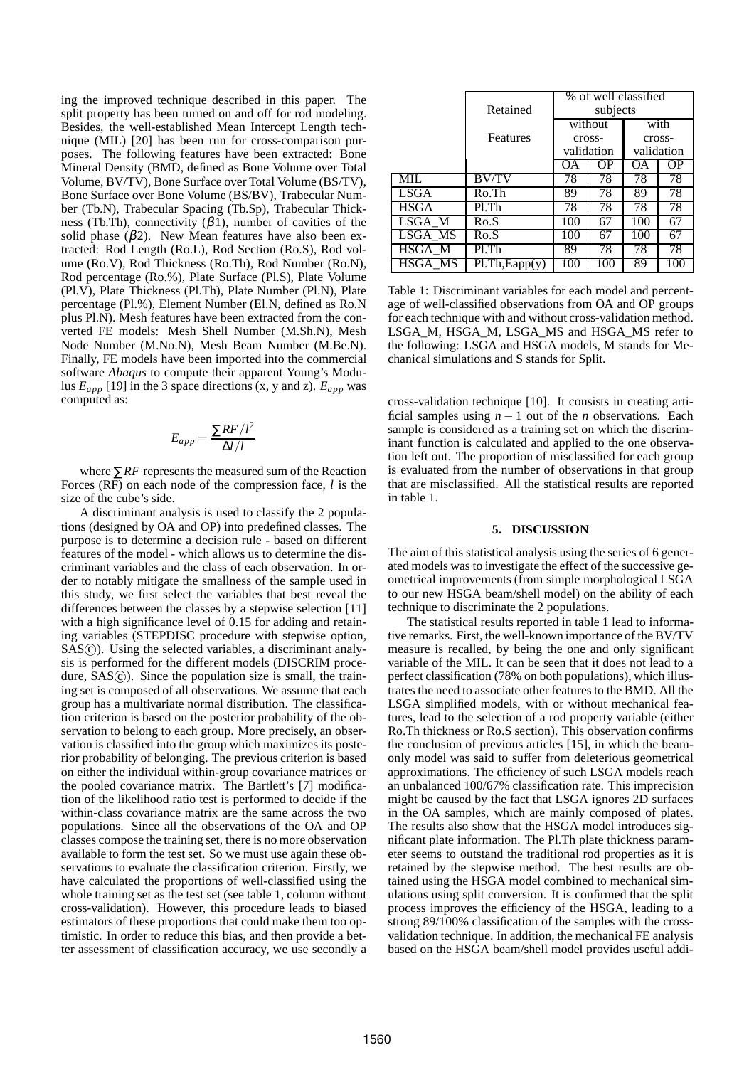ing the improved technique described in this paper. The split property has been turned on and off for rod modeling. Besides, the well-established Mean Intercept Length technique (MIL) [20] has been run for cross-comparison purposes. The following features have been extracted: Bone Mineral Density (BMD, defined as Bone Volume over Total Volume, BV/TV), Bone Surface over Total Volume (BS/TV), Bone Surface over Bone Volume (BS/BV), Trabecular Number (Tb.N), Trabecular Spacing (Tb.Sp), Trabecular Thickness (Tb.Th), connectivity ($\beta 1$), number of cavities of the solid phase ($\beta 2$). New Mean features have also been extracted: Rod Length (Ro.L), Rod Section (Ro.S), Rod volume (Ro.V), Rod Thickness (Ro.Th), Rod Number (Ro.N), Rod percentage (Ro.%), Plate Surface (Pl.S), Plate Volume (Pl.V), Plate Thickness (Pl.Th), Plate Number (Pl.N), Plate percentage (Pl.%), Element Number (El.N, defined as Ro.N plus Pl.N). Mesh features have been extracted from the converted FE models: Mesh Shell Number (M.Sh.N), Mesh Node Number (M.No.N), Mesh Beam Number (M.Be.N). Finally, FE models have been imported into the commercial software *Abaqus* to compute their apparent Young's Modulus $E_{app}$ [19] in the 3 space directions (x, y and z). $E_{app}$ was computed as:

$$E_{app} = \frac{\sum RF/l^2}{\Delta l/l}$$

where $\sum RF$ represents the measured sum of the Reaction Forces (RF) on each node of the compression face, $l$ is the size of the cube's side.

A discriminant analysis is used to classify the 2 populations (designed by OA and OP) into predefined classes. The purpose is to determine a decision rule - based on different features of the model - which allows us to determine the discriminant variables and the class of each observation. In order to notably mitigate the smallness of the sample used in this study, we first select the variables that best reveal the differences between the classes by a stepwise selection [11] with a high significance level of 0.15 for adding and retaining variables (STEPDISC procedure with stepwise option, SAS©). Using the selected variables, a discriminant analysis is performed for the different models (DISCRIM procedure, SAS©). Since the population size is small, the training set is composed of all observations. We assume that each group has a multivariate normal distribution. The classification criterion is based on the posterior probability of the observation to belong to each group. More precisely, an observation is classified into the group which maximizes its posterior probability of belonging. The previous criterion is based on either the individual within-group covariance matrices or the pooled covariance matrix. The Bartlett's [7] modification of the likelihood ratio test is performed to decide if the within-class covariance matrice are the same across the two populations. Since all the observations of the OA and OP classes compose the training set, there is no more observation available to form the test set. So we must use again these observations to evaluate the classification criterion. Firstly, we have calculated the proportions of well-classified using the whole training set as the test set (see table 1, column without cross-validation). However, this procedure leads to biased estimators of these proportions that could make them too optimistic. In order to reduce this bias, and then provide a better assessment of classification accuracy, we use secondly a

| | Retained Features | % of well classified subjects | | | |
|---|---|---|---|---|---|
| | | without cross-validation | | with cross-validation | |
| | | OA | OP | OA | OP |
| MIL | BV/TV | 78 | 78 | 78 | 78 |
| LSGA | Ro.Th | 89 | 78 | 89 | 78 |
| HSGA | Pl.Th | 78 | 78 | 78 | 78 |
| LSGA_M | Ro.S | 100 | 67 | 100 | 67 |
| LSGA_MS | Ro.S | 100 | 67 | 100 | 67 |
| HSGA_M | Pl.Th | 89 | 78 | 78 | 78 |
| HSGA_MS | Pl.Th,Eapp(y) | 100 | 100 | 89 | 100 |

Table 1: Discriminant variables for each model and percentage of well-classified observations from OA and OP groups for each technique with and without cross-validation method. LSGA_M, HSGA_M, LSGA_MS and HSGA_MS refer to the following: LSGA and HSGA models, M stands for Mechanical simulations and S stands for Split.

cross-validation technique [10]. It consists in creating artificial samples using $n-1$ out of the $n$ observations. Each sample is considered as a training set on which the discriminant function is calculated and applied to the one observation left out. The proportion of misclassified for each group is evaluated from the number of observations in that group that are misclassified. All the statistical results are reported in table 1.

## 5. DISCUSSION

The aim of this statistical analysis using the series of 6 generated models was to investigate the effect of the successive geometrical improvements (from simple morphological LSGA to our new HSGA beam/shell model) on the ability of each technique to discriminate the 2 populations.

The statistical results reported in table 1 lead to informative remarks. First, the well-known importance of the BV/TV measure is recalled, by being the one and only significant variable of the MIL. It can be seen that it does not lead to a perfect classification (78% on both populations), which illustrates the need to associate other features to the BMD. All the LSGA simplified models, with or without mechanical features, lead to the selection of a rod property variable (either Ro.Th thickness or Ro.S section). This observation confirms the conclusion of previous articles [15], in which the beam-only model was said to suffer from deleterious geometrical approximations. The efficiency of such LSGA models reach an unbalanced 100/67% classification rate. This imprecision might be caused by the fact that LSGA ignores 2D surfaces in the OA samples, which are mainly composed of plates. The results also show that the HSGA model introduces significant plate information. The Pl.Th plate thickness parameter seems to outstand the traditional rod properties as it is retained by the stepwise method. The best results are obtained using the HSGA model combined to mechanical simulations using split conversion. It is confirmed that the split process improves the efficiency of the HSGA, leading to a strong 89/100% classification of the samples with the cross-validation technique. In addition, the mechanical FE analysis based on the HSGA beam/shell model provides useful addi-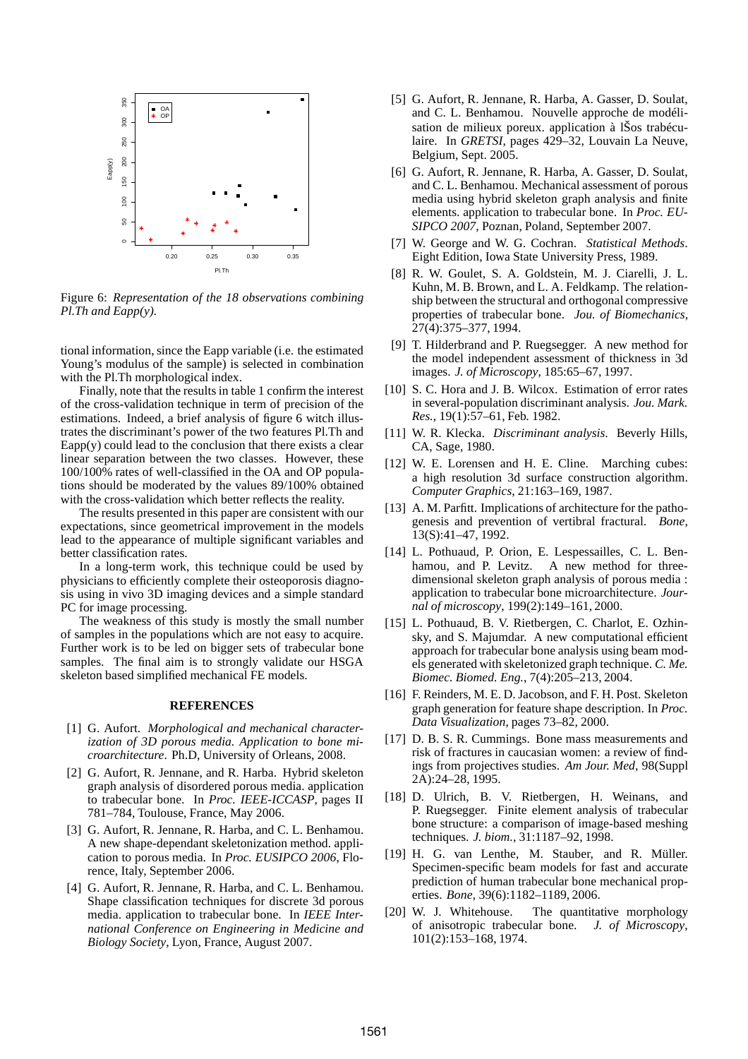Eapp(y)

0 50 100 150 200 250 300 350

OA
OP

0.20 0.25 0.30 0.35

Pl.Th

Figure 6: *Representation of the 18 observations combining Pl.Th and Eapp(y).*

tional information, since the Eapp variable (i.e. the estimated Young's modulus of the sample) is selected in combination with the Pl.Th morphological index.

Finally, note that the results in table 1 confirm the interest of the cross-validation technique in term of precision of the estimations. Indeed, a brief analysis of figure 6 witch illustrates the discriminant's power of the two features Pl.Th and Eapp(y) could lead to the conclusion that there exists a clear linear separation between the two classes. However, these 100/100% rates of well-classified in the OA and OP populations should be moderated by the values 89/100% obtained with the cross-validation which better reflects the reality.

The results presented in this paper are consistent with our expectations, since geometrical improvement in the models lead to the appearance of multiple significant variables and better classification rates.

In a long-term work, this technique could be used by physicians to efficiently complete their osteoporosis diagnosis using in vivo 3D imaging devices and a simple standard PC for image processing.

The weakness of this study is mostly the small number of samples in the populations which are not easy to acquire. Further work is to be led on bigger sets of trabecular bone samples. The final aim is to strongly validate our HSGA skeleton based simplified mechanical FE models.

## REFERENCES

[1] G. Aufort. *Morphological and mechanical characterization of 3D porous media. Application to bone microarchitecture*. Ph.D, University of Orleans, 2008.

[2] G. Aufort, R. Jennane, and R. Harba. Hybrid skeleton graph analysis of disordered porous media. application to trabecular bone. In *Proc. IEEE-ICCASP*, pages II 781–784, Toulouse, France, May 2006.

[3] G. Aufort, R. Jennane, R. Harba, and C. L. Benhamou. A new shape-dependant skeletonization method. application to porous media. In *Proc. EUSIPCO 2006*, Florence, Italy, September 2006.

[4] G. Aufort, R. Jennane, R. Harba, and C. L. Benhamou. Shape classification techniques for discrete 3d porous media. application to trabecular bone. In *IEEE International Conference on Engineering in Medicine and Biology Society*, Lyon, France, August 2007.

[5] G. Aufort, R. Jennane, R. Harba, A. Gasser, D. Soulat, and C. L. Benhamou. Nouvelle approche de modélisation de milieux poreux. application à lŠos trabéculaire. In *GRETSI*, pages 429–32, Louvain La Neuve, Belgium, Sept. 2005.

[6] G. Aufort, R. Jennane, R. Harba, A. Gasser, D. Soulat, and C. L. Benhamou. Mechanical assessment of porous media using hybrid skeleton graph analysis and finite elements. application to trabecular bone. In *Proc. EUSIPCO 2007*, Poznan, Poland, September 2007.

[7] W. George and W. G. Cochran. *Statistical Methods*. Eight Edition, Iowa State University Press, 1989.

[8] R. W. Goulet, S. A. Goldstein, M. J. Ciarelli, J. L. Kuhn, M. B. Brown, and L. A. Feldkamp. The relationship between the structural and orthogonal compressive properties of trabecular bone. *Jou. of Biomechanics*, 27(4):375–377, 1994.

[9] T. Hilderbrand and P. Ruegsegger. A new method for the model independent assessment of thickness in 3d images. *J. of Microscopy*, 185:65–67, 1997.

[10] S. C. Hora and J. B. Wilcox. Estimation of error rates in several-population discriminant analysis. *Jou. Mark. Res.*, 19(1):57–61, Feb. 1982.

[11] W. R. Klecka. *Discriminant analysis*. Beverly Hills, CA, Sage, 1980.

[12] W. E. Lorensen and H. E. Cline. Marching cubes: a high resolution 3d surface construction algorithm. *Computer Graphics*, 21:163–169, 1987.

[13] A. M. Parfitt. Implications of architecture for the pathogenesis and prevention of vertibral fractural. *Bone*, 13(S):41–47, 1992.

[14] L. Pothuaud, P. Orion, E. Lespessailles, C. L. Benhamou, and P. Levitz. A new method for three-dimensional skeleton graph analysis of porous media : application to trabecular bone microarchitecture. *Journal of microscopy*, 199(2):149–161, 2000.

[15] L. Pothuaud, B. V. Rietbergen, C. Charlot, E. Ozhinsky, and S. Majumdar. A new computational efficient approach for trabecular bone analysis using beam models generated with skeletonized graph technique. *C. Me. Biomec. Biomed. Eng.*, 7(4):205–213, 2004.

[16] F. Reinders, M. E. D. Jacobson, and F. H. Post. Skeleton graph generation for feature shape description. In *Proc. Data Visualization*, pages 73–82, 2000.

[17] D. B. S. R. Cummings. Bone mass measurements and risk of fractures in caucasian women: a review of findings from projectives studies. *Am Jour. Med*, 98(Suppl 2A):24–28, 1995.

[18] D. Ulrich, B. V. Rietbergen, H. Weinans, and P. Ruegsegger. Finite element analysis of trabecular bone structure: a comparison of image-based meshing techniques. *J. biom.*, 31:1187–92, 1998.

[19] H. G. van Lenthe, M. Stauber, and R. Müller. Specimen-specific beam models for fast and accurate prediction of human trabecular bone mechanical properties. *Bone*, 39(6):1182–1189, 2006.

[20] W. J. Whitehouse. The quantitative morphology of anisotropic trabecular bone. *J. of Microscopy*, 101(2):153–168, 1974.